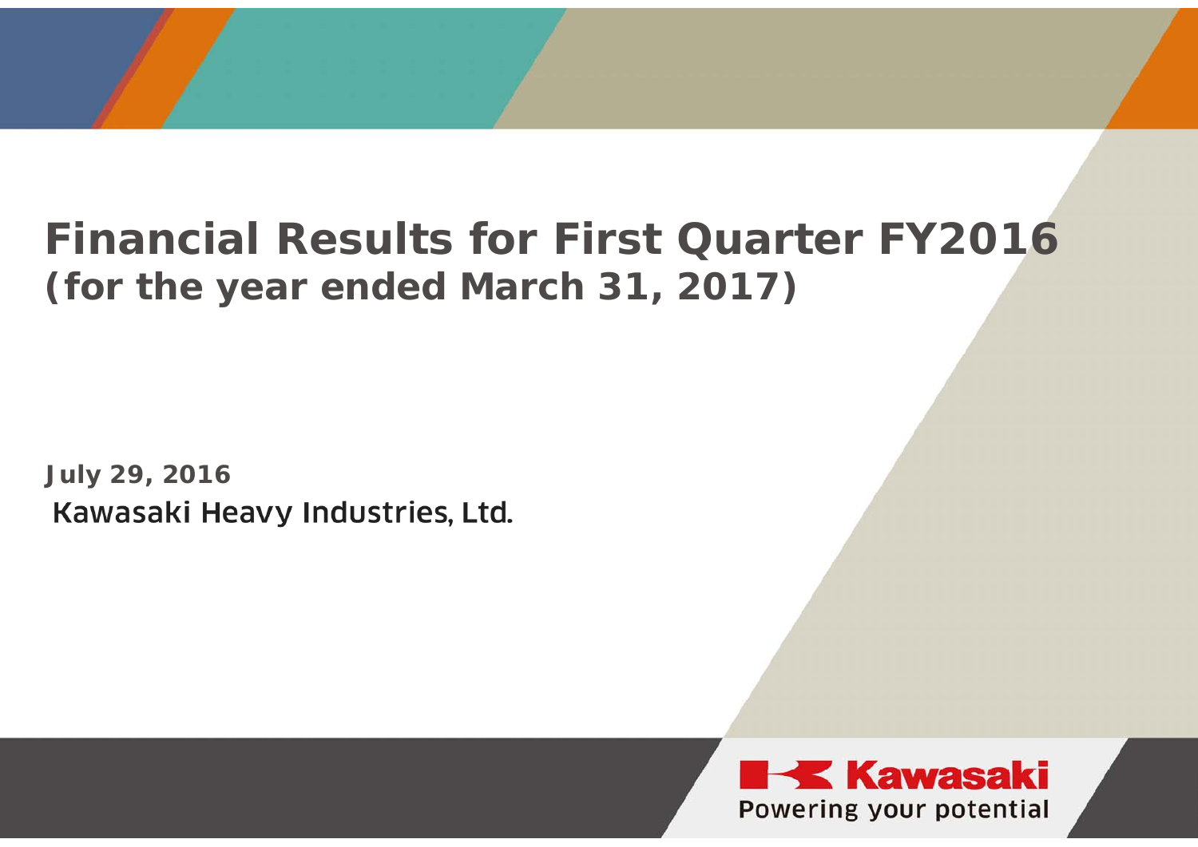# Financial Results for First Quarter FY2016
## (for the year ended March 31, 2017)

**July 29, 2016**

Kawasaki Heavy Industries, Ltd.

Kawasaki

Powering your potential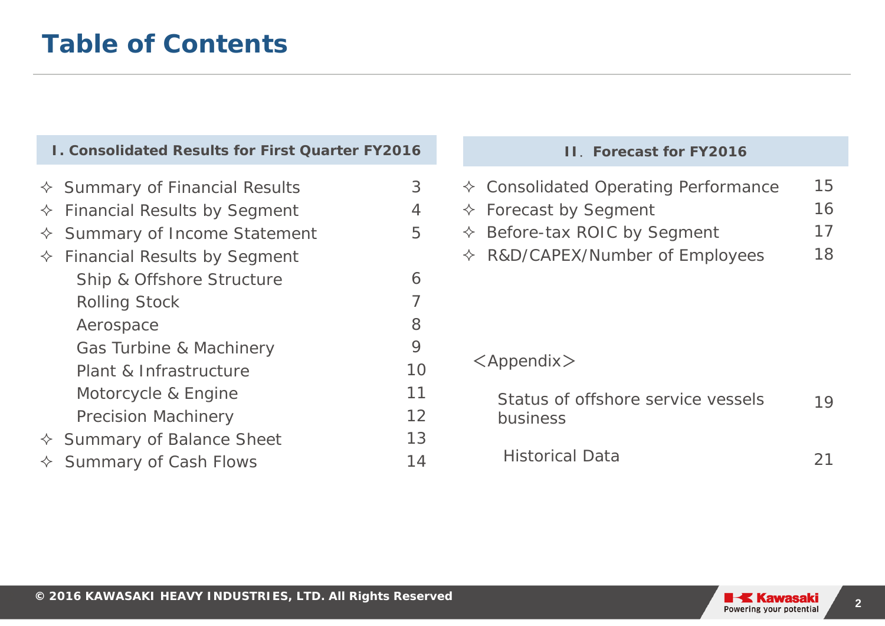# Table of Contents

## Ⅰ. Consolidated Results for First Quarter FY2016

| | |
|---|---|
| ✧ Summary of Financial Results | 3 |
| ✧ Financial Results by Segment | 4 |
| ✧ Summary of Income Statement | 5 |
| ✧ Financial Results by Segment | |
| Ship & Offshore Structure | 6 |
| Rolling Stock | 7 |
| Aerospace | 8 |
| Gas Turbine & Machinery | 9 |
| Plant & Infrastructure | 10 |
| Motorcycle & Engine | 11 |
| Precision Machinery | 12 |
| ✧ Summary of Balance Sheet | 13 |
| ✧ Summary of Cash Flows | 14 |

## Ⅱ. Forecast for FY2016

| | |
|---|---|
| ✧ Consolidated Operating Performance | 15 |
| ✧ Forecast by Segment | 16 |
| ✧ Before-tax ROIC by Segment | 17 |
| ✧ R&D/CAPEX/Number of Employees | 18 |

＜Appendix＞

| | |
|---|---|
| Status of offshore service vessels business | 19 |
| Historical Data | 21 |

© 2016 KAWASAKI HEAVY INDUSTRIES, LTD. All Rights Reserved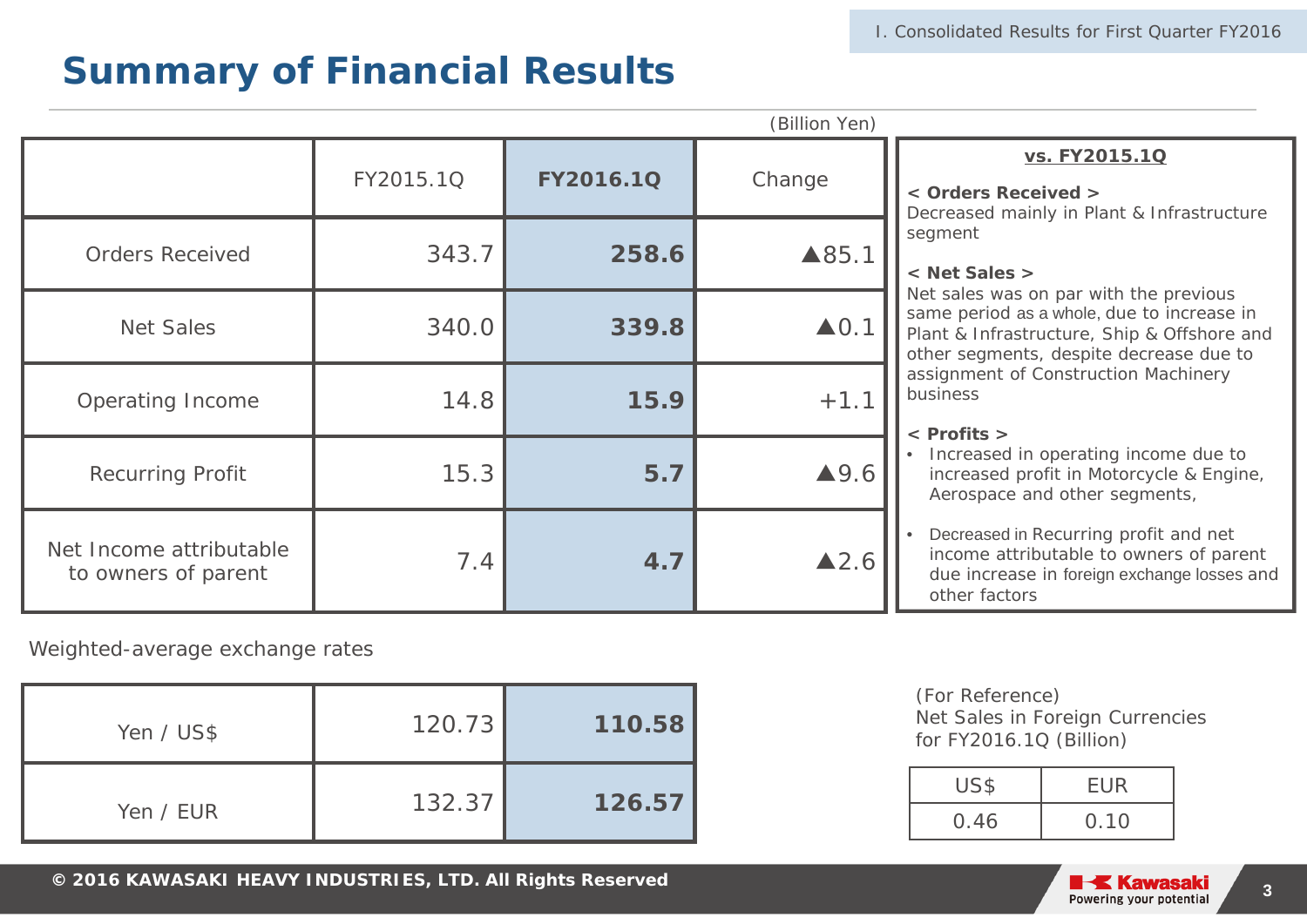# Summary of Financial Results

(Billion Yen)

| | FY2015.1Q | **FY2016.1Q** | Change |
|---|---|---|---|
| Orders Received | 343.7 | **258.6** | ▲85.1 |
| Net Sales | 340.0 | **339.8** | ▲0.1 |
| Operating Income | 14.8 | **15.9** | +1.1 |
| Recurring Profit | 15.3 | **5.7** | ▲9.6 |
| Net Income attributable to owners of parent | 7.4 | **4.7** | ▲2.6 |

**vs. FY2015.1Q**

**< Orders Received >**
Decreased mainly in Plant & Infrastructure segment

**< Net Sales >**
Net sales was on par with the previous same period as a whole, due to increase in Plant & Infrastructure, Ship & Offshore and other segments, despite decrease due to assignment of Construction Machinery business

**< Profits >**

- Increased in operating income due to increased profit in Motorcycle & Engine, Aerospace and other segments,
- Decreased in Recurring profit and net income attributable to owners of parent due increase in foreign exchange losses and other factors

Weighted-average exchange rates

| | FY2015.1Q | **FY2016.1Q** |
|---|---|---|
| Yen / US$ | 120.73 | **110.58** |
| Yen / EUR | 132.37 | **126.57** |

(For Reference)
Net Sales in Foreign Currencies for FY2016.1Q (Billion)

| US$ | EUR |
|---|---|
| 0.46 | 0.10 |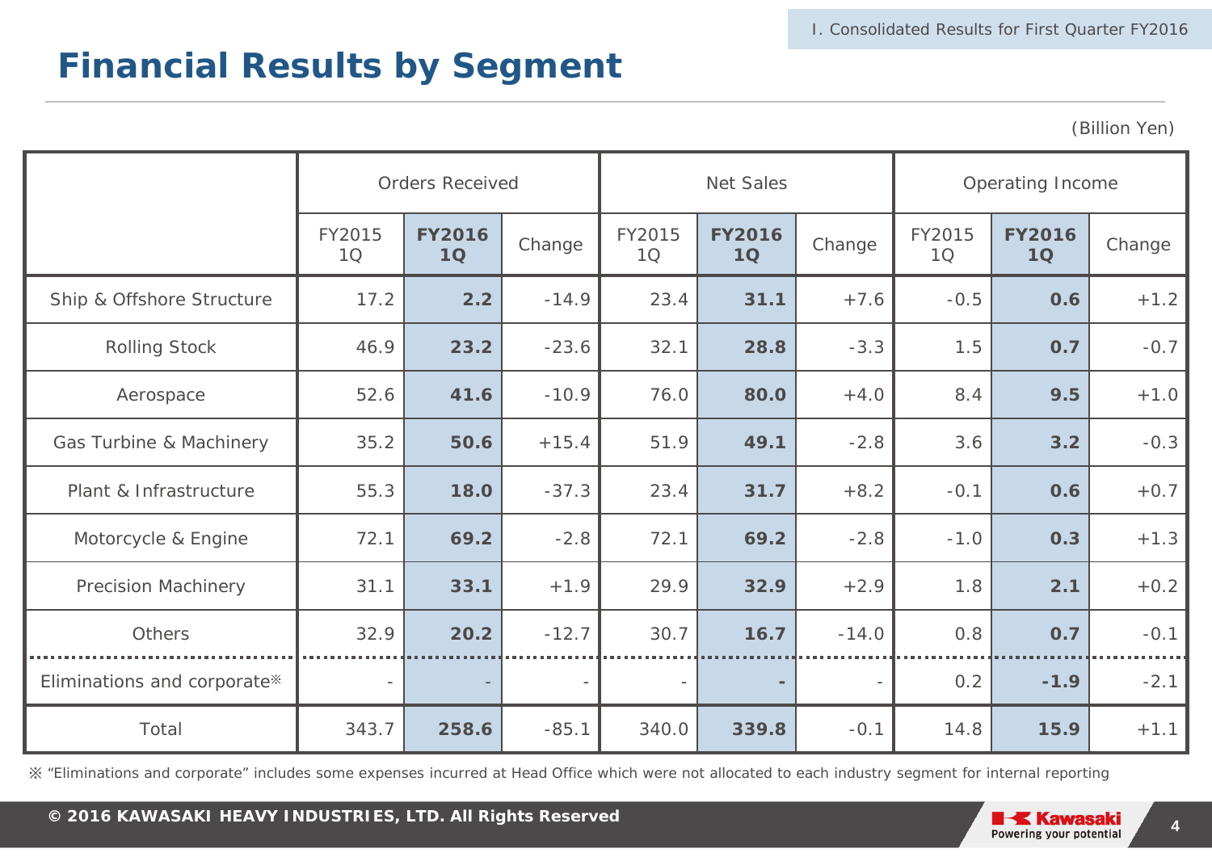# Financial Results by Segment

(Billion Yen)

| | Orders Received | | | Net Sales | | | Operating Income | | |
|---|---|---|---|---|---|---|---|---|---|
| | FY2015 1Q | **FY2016 1Q** | Change | FY2015 1Q | **FY2016 1Q** | Change | FY2015 1Q | **FY2016 1Q** | Change |
| Ship & Offshore Structure | 17.2 | **2.2** | -14.9 | 23.4 | **31.1** | +7.6 | -0.5 | **0.6** | +1.2 |
| Rolling Stock | 46.9 | **23.2** | -23.6 | 32.1 | **28.8** | -3.3 | 1.5 | **0.7** | -0.7 |
| Aerospace | 52.6 | **41.6** | -10.9 | 76.0 | **80.0** | +4.0 | 8.4 | **9.5** | +1.0 |
| Gas Turbine & Machinery | 35.2 | **50.6** | +15.4 | 51.9 | **49.1** | -2.8 | 3.6 | **3.2** | -0.3 |
| Plant & Infrastructure | 55.3 | **18.0** | -37.3 | 23.4 | **31.7** | +8.2 | -0.1 | **0.6** | +0.7 |
| Motorcycle & Engine | 72.1 | **69.2** | -2.8 | 72.1 | **69.2** | -2.8 | -1.0 | **0.3** | +1.3 |
| Precision Machinery | 31.1 | **33.1** | +1.9 | 29.9 | **32.9** | +2.9 | 1.8 | **2.1** | +0.2 |
| Others | 32.9 | **20.2** | -12.7 | 30.7 | **16.7** | -14.0 | 0.8 | **0.7** | -0.1 |
| Eliminations and corporate※ | - | **-** | - | - | **-** | - | 0.2 | **-1.9** | -2.1 |
| Total | 343.7 | **258.6** | -85.1 | 340.0 | **339.8** | -0.1 | 14.8 | **15.9** | +1.1 |

※ "Eliminations and corporate" includes some expenses incurred at Head Office which were not allocated to each industry segment for internal reporting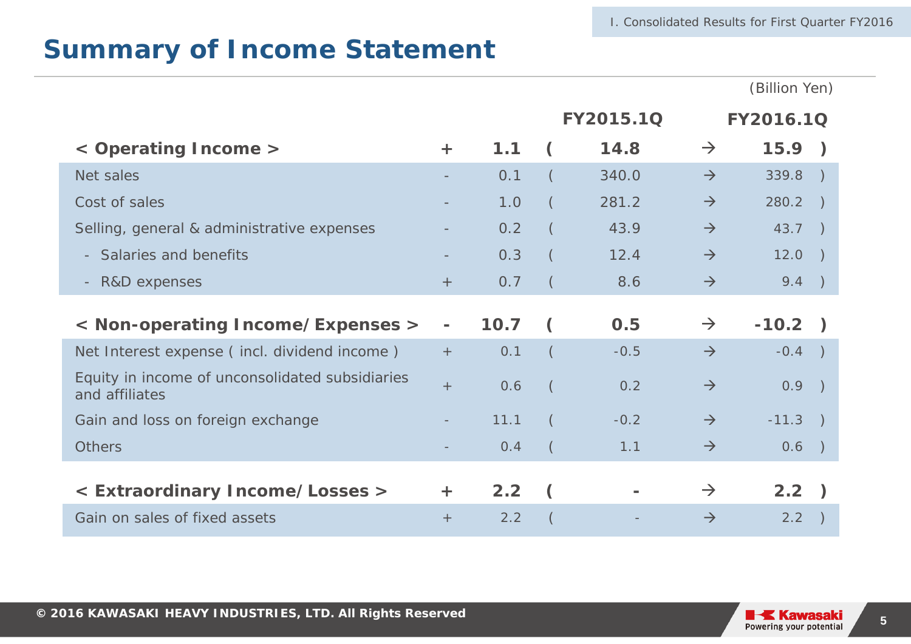## Summary of Income Statement

(Billion Yen)

| | | | | FY2015.1Q | | FY2016.1Q | |
|---|---|---|---|---|---|---|---|
| **< Operating Income >** | **+** | **1.1** | **(** | **14.8** | **→** | **15.9** | **)** |
| Net sales | - | 0.1 | ( | 340.0 | → | 339.8 | ) |
| Cost of sales | - | 1.0 | ( | 281.2 | → | 280.2 | ) |
| Selling, general & administrative expenses | - | 0.2 | ( | 43.9 | → | 43.7 | ) |
| - Salaries and benefits | - | 0.3 | ( | 12.4 | → | 12.0 | ) |
| - R&D expenses | + | 0.7 | ( | 8.6 | → | 9.4 | ) |
| **< Non-operating Income/Expenses >** | **-** | **10.7** | **(** | **0.5** | **→** | **-10.2** | **)** |
| Net Interest expense ( incl. dividend income ) | + | 0.1 | ( | -0.5 | → | -0.4 | ) |
| Equity in income of unconsolidated subsidiaries and affiliates | + | 0.6 | ( | 0.2 | → | 0.9 | ) |
| Gain and loss on foreign exchange | - | 11.1 | ( | -0.2 | → | -11.3 | ) |
| Others | - | 0.4 | ( | 1.1 | → | 0.6 | ) |
| **< Extraordinary Income/Losses >** | **+** | **2.2** | **(** | **-** | **→** | **2.2** | **)** |
| Gain on sales of fixed assets | + | 2.2 | ( | - | → | 2.2 | ) |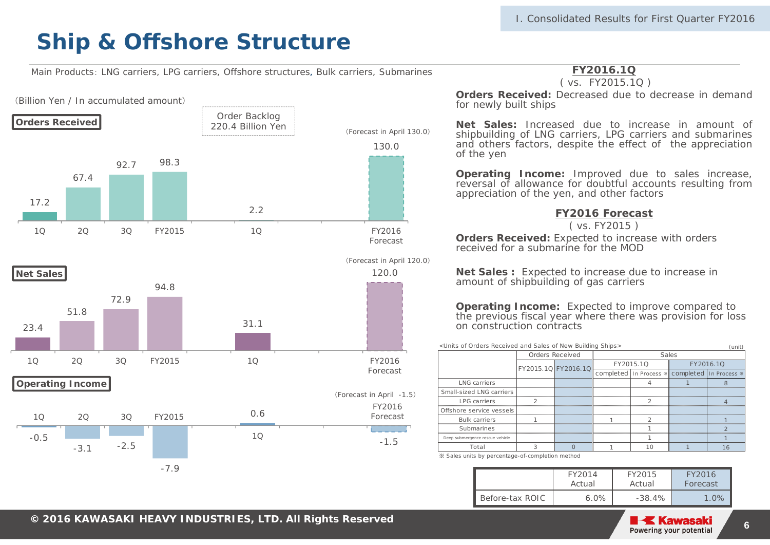# Ship & Offshore Structure

Main Products: LNG carriers, LPG carriers, Offshore structures, Bulk carriers, Submarines

(Billion Yen / In accumulated amount)

Order Backlog 220.4 Billion Yen

**Orders Received**

| | 1Q | 2Q | 3Q | FY2015 | FY2016 1Q | FY2016 Forecast |
|---|---|---|---|---|---|---|
| Orders Received | 17.2 | 67.4 | 92.7 | 98.3 | 2.2 | 130.0 (Forecast in April 130.0) |

**Net Sales**

| | 1Q | 2Q | 3Q | FY2015 | FY2016 1Q | FY2016 Forecast |
|---|---|---|---|---|---|---|
| Net Sales | 23.4 | 51.8 | 72.9 | 94.8 | 31.1 | 120.0 (Forecast in April 120.0) |

**Operating Income**

| | 1Q | 2Q | 3Q | FY2015 | FY2016 1Q | FY2016 Forecast |
|---|---|---|---|---|---|---|
| Operating Income | -0.5 | -3.1 | -2.5 | -7.9 | 0.6 | -1.5 (Forecast in April -1.5) |

## FY2016.1Q
( vs. FY2015.1Q )

**Orders Received:** Decreased due to decrease in demand for newly built ships

**Net Sales:** Increased due to increase in amount of shipbuilding of LNG carriers, LPG carriers and submarines and others factors, despite the effect of the appreciation of the yen

**Operating Income:** Improved due to sales increase, reversal of allowance for doubtful accounts resulting from appreciation of the yen, and other factors

## FY2016 Forecast
( vs. FY2015 )

**Orders Received:** Expected to increase with orders received for a submarine for the MOD

**Net Sales :** Expected to increase due to increase in amount of shipbuilding of gas carriers

**Operating Income:** Expected to improve compared to the previous fiscal year where there was provision for loss on construction contracts

<Units of Orders Received and Sales of New Building Ships> (unit)

| | Orders Received | | Sales | | | |
|---|---|---|---|---|---|---|
| | FY2015.1Q | FY2016.1Q | FY2015.1Q | | FY2016.1Q | |
| | | | completed | In Process ※ | completed | In Process ※ |
| LNG carriers | | | | 4 | 1 | 8 |
| Small-sized LNG carriers | | | | | | |
| LPG carriers | 2 | | | 2 | | 4 |
| Offshore service vessels | | | | | | |
| Bulk carriers | 1 | | 1 | 2 | | 1 |
| Submarines | | | | 1 | | 2 |
| Deep submergence rescue vehicle | | | | 1 | | 1 |
| Total | 3 | 0 | 1 | 10 | 1 | 16 |

※ Sales units by percentage-of-completion method

| | FY2014 Actual | FY2015 Actual | FY2016 Forecast |
|---|---|---|---|
| Before-tax ROIC | 6.0% | -38.4% | 1.0% |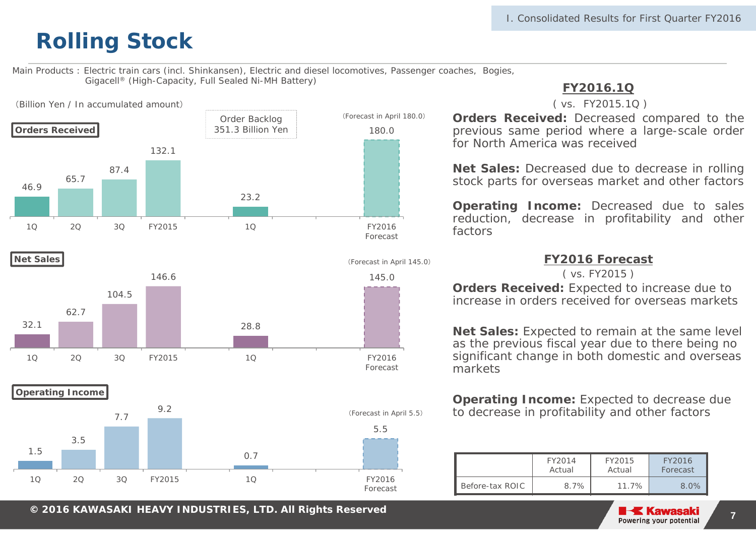# Rolling Stock

Main Products : Electric train cars (incl. Shinkansen), Electric and diesel locomotives, Passenger coaches, Bogies, Gigacell® (High-Capacity, Full Sealed Ni-MH Battery)

(Billion Yen / In accumulated amount)

**Orders Received**

Order Backlog 351.3 Billion Yen

| | 1Q | 2Q | 3Q | FY2015 | FY2016 1Q | FY2016 Forecast |
|---|---|---|---|---|---|---|
| Orders Received | 46.9 | 65.7 | 87.4 | 132.1 | 23.2 | 180.0 (Forecast in April 180.0) |

**Net Sales**

| | 1Q | 2Q | 3Q | FY2015 | FY2016 1Q | FY2016 Forecast |
|---|---|---|---|---|---|---|
| Net Sales | 32.1 | 62.7 | 104.5 | 146.6 | 28.8 | 145.0 (Forecast in April 145.0) |

**Operating Income**

| | 1Q | 2Q | 3Q | FY2015 | FY2016 1Q | FY2016 Forecast |
|---|---|---|---|---|---|---|
| Operating Income | 1.5 | 3.5 | 7.7 | 9.2 | 0.7 | 5.5 (Forecast in April 5.5) |

## FY2016.1Q

( vs. FY2015.1Q )

**Orders Received:** Decreased compared to the previous same period where a large-scale order for North America was received

**Net Sales:** Decreased due to decrease in rolling stock parts for overseas market and other factors

**Operating Income:** Decreased due to sales reduction, decrease in profitability and other factors

## FY2016 Forecast

( vs. FY2015 )

**Orders Received:** Expected to increase due to increase in orders received for overseas markets

**Net Sales:** Expected to remain at the same level as the previous fiscal year due to there being no significant change in both domestic and overseas markets

**Operating Income:** Expected to decrease due to decrease in profitability and other factors

| | FY2014 Actual | FY2015 Actual | FY2016 Forecast |
|---|---|---|---|
| Before-tax ROIC | 8.7% | 11.7% | 8.0% |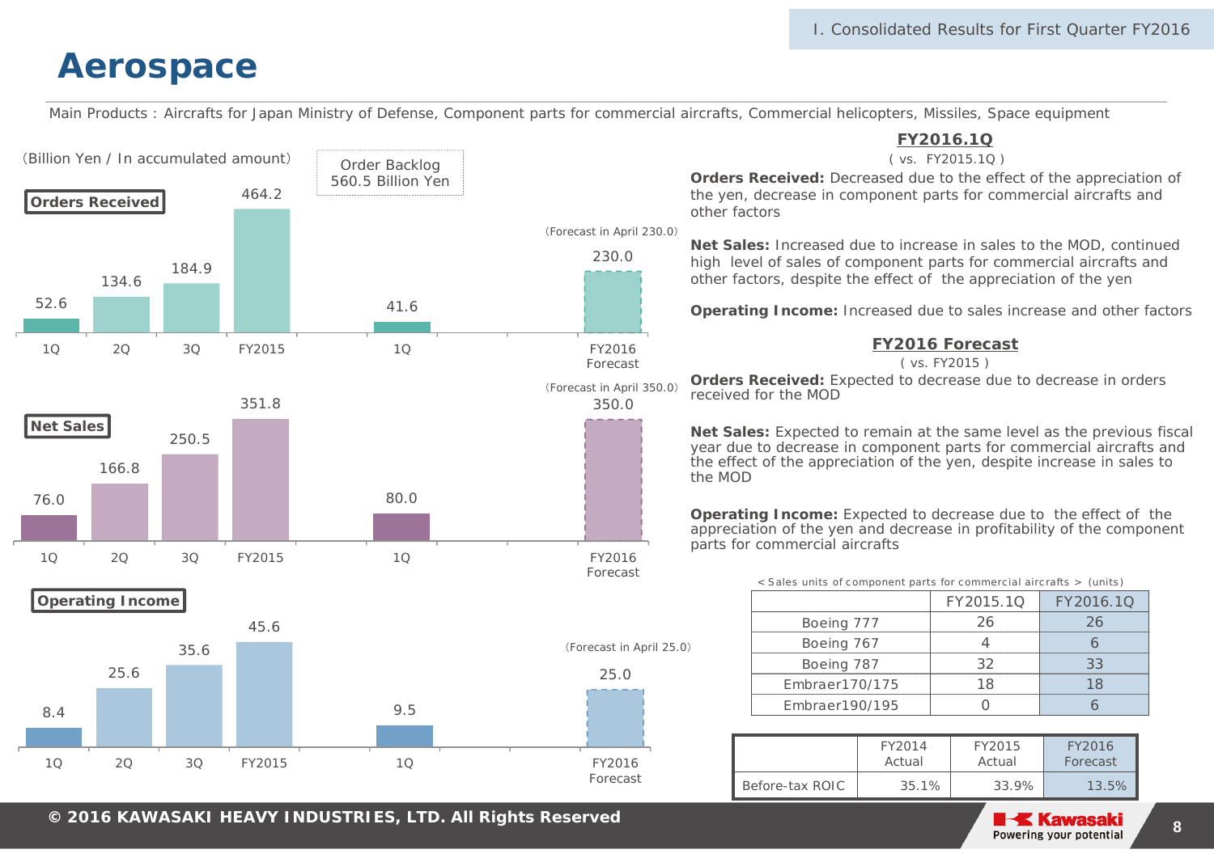# Aerospace

Main Products : Aircrafts for Japan Ministry of Defense, Component parts for commercial aircrafts, Commercial helicopters, Missiles, Space equipment

(Billion Yen / In accumulated amount)

Order Backlog 560.5 Billion Yen

**Orders Received**

| | 1Q | 2Q | 3Q | FY2015 | 1Q | FY2016 Forecast |
|---|---|---|---|---|---|---|
| Orders Received | 52.6 | 134.6 | 184.9 | 464.2 | 41.6 | 230.0 (Forecast in April 230.0) |

**Net Sales**

| | 1Q | 2Q | 3Q | FY2015 | 1Q | FY2016 Forecast |
|---|---|---|---|---|---|---|
| Net Sales | 76.0 | 166.8 | 250.5 | 351.8 | 80.0 | 350.0 (Forecast in April 350.0) |

**Operating Income**

| | 1Q | 2Q | 3Q | FY2015 | 1Q | FY2016 Forecast |
|---|---|---|---|---|---|---|
| Operating Income | 8.4 | 25.6 | 35.6 | 45.6 | 9.5 | 25.0 (Forecast in April 25.0) |

## FY2016.1Q

( vs. FY2015.1Q )

**Orders Received:** Decreased due to the effect of the appreciation of the yen, decrease in component parts for commercial aircrafts and other factors

**Net Sales:** Increased due to increase in sales to the MOD, continued high level of sales of component parts for commercial aircrafts and other factors, despite the effect of the appreciation of the yen

**Operating Income:** Increased due to sales increase and other factors

## FY2016 Forecast

( vs. FY2015 )

**Orders Received:** Expected to decrease due to decrease in orders received for the MOD

**Net Sales:** Expected to remain at the same level as the previous fiscal year due to decrease in component parts for commercial aircrafts and the effect of the appreciation of the yen, despite increase in sales to the MOD

**Operating Income:** Expected to decrease due to the effect of the appreciation of the yen and decrease in profitability of the component parts for commercial aircrafts

< Sales units of component parts for commercial aircrafts > (units)

| | FY2015.1Q | FY2016.1Q |
|---|---|---|
| Boeing 777 | 26 | 26 |
| Boeing 767 | 4 | 6 |
| Boeing 787 | 32 | 33 |
| Embraer170/175 | 18 | 18 |
| Embraer190/195 | 0 | 6 |

| | FY2014 Actual | FY2015 Actual | FY2016 Forecast |
|---|---|---|---|
| Before-tax ROIC | 35.1% | 33.9% | 13.5% |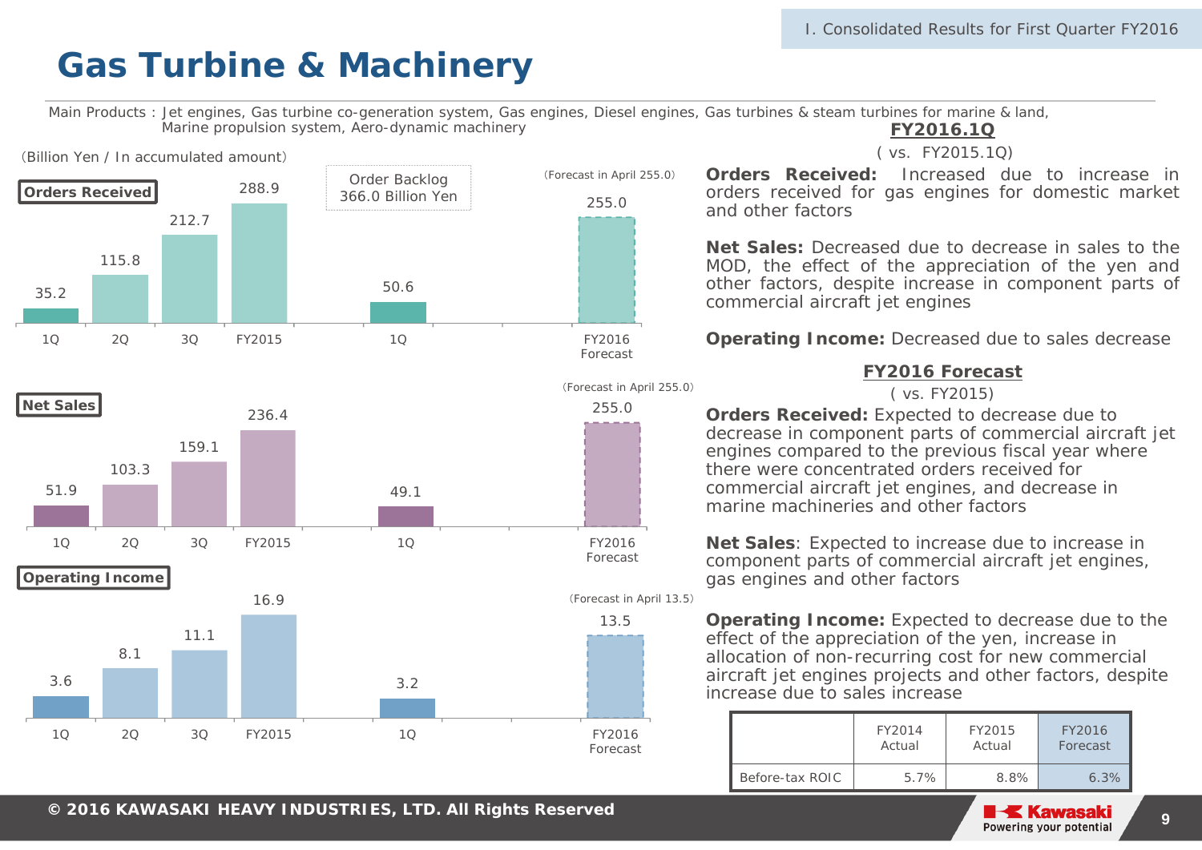# Gas Turbine & Machinery

Main Products : Jet engines, Gas turbine co-generation system, Gas engines, Diesel engines, Gas turbines & steam turbines for marine & land, Marine propulsion system, Aero-dynamic machinery

(Billion Yen / In accumulated amount)

**Orders Received**

Order Backlog 366.0 Billion Yen

| | 1Q | 2Q | 3Q | FY2015 | 1Q | FY2016 Forecast |
|---|---|---|---|---|---|---|
| Orders Received | 35.2 | 115.8 | 212.7 | 288.9 | 50.6 | 255.0 (Forecast in April 255.0) |

**Net Sales**

| | 1Q | 2Q | 3Q | FY2015 | 1Q | FY2016 Forecast |
|---|---|---|---|---|---|---|
| Net Sales | 51.9 | 103.3 | 159.1 | 236.4 | 49.1 | 255.0 (Forecast in April 255.0) |

**Operating Income**

| | 1Q | 2Q | 3Q | FY2015 | 1Q | FY2016 Forecast |
|---|---|---|---|---|---|---|
| Operating Income | 3.6 | 8.1 | 11.1 | 16.9 | 3.2 | 13.5 (Forecast in April 13.5) |

## FY2016.1Q

( vs. FY2015.1Q)

**Orders Received:** Increased due to increase in orders received for gas engines for domestic market and other factors

**Net Sales:** Decreased due to decrease in sales to the MOD, the effect of the appreciation of the yen and other factors, despite increase in component parts of commercial aircraft jet engines

**Operating Income:** Decreased due to sales decrease

## FY2016 Forecast

( vs. FY2015)

**Orders Received:** Expected to decrease due to decrease in component parts of commercial aircraft jet engines compared to the previous fiscal year where there were concentrated orders received for commercial aircraft jet engines, and decrease in marine machineries and other factors

**Net Sales**: Expected to increase due to increase in component parts of commercial aircraft jet engines, gas engines and other factors

**Operating Income:** Expected to decrease due to the effect of the appreciation of the yen, increase in allocation of non-recurring cost for new commercial aircraft jet engines projects and other factors, despite increase due to sales increase

| | FY2014 Actual | FY2015 Actual | FY2016 Forecast |
|---|---|---|---|
| Before-tax ROIC | 5.7% | 8.8% | 6.3% |

© 2016 KAWASAKI HEAVY INDUSTRIES, LTD. All Rights Reserved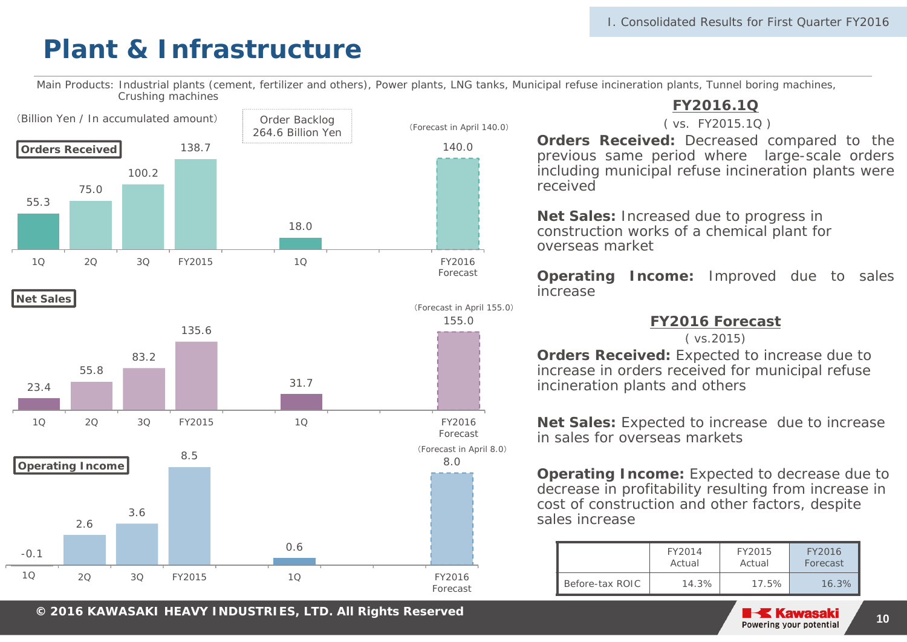# Plant & Infrastructure

Main Products: Industrial plants (cement, fertilizer and others), Power plants, LNG tanks, Municipal refuse incineration plants, Tunnel boring machines, Crushing machines

(Billion Yen / In accumulated amount)

Order Backlog 264.6 Billion Yen

**Orders Received**

| | FY2015 1Q | FY2015 2Q | FY2015 3Q | FY2015 | FY2016 1Q | FY2016 Forecast |
|---|---|---|---|---|---|---|
| Orders Received | 55.3 | 75.0 | 100.2 | 138.7 | 18.0 | 140.0 (Forecast in April 140.0) |

**Net Sales**

| | FY2015 1Q | FY2015 2Q | FY2015 3Q | FY2015 | FY2016 1Q | FY2016 Forecast |
|---|---|---|---|---|---|---|
| Net Sales | 23.4 | 55.8 | 83.2 | 135.6 | 31.7 | 155.0 (Forecast in April 155.0) |

**Operating Income**

| | FY2015 1Q | FY2015 2Q | FY2015 3Q | FY2015 | FY2016 1Q | FY2016 Forecast |
|---|---|---|---|---|---|---|
| Operating Income | -0.1 | 2.6 | 3.6 | 8.5 | 0.6 | 8.0 (Forecast in April 8.0) |

## FY2016.1Q

( vs. FY2015.1Q )

**Orders Received:** Decreased compared to the previous same period where large-scale orders including municipal refuse incineration plants were received

**Net Sales:** Increased due to progress in construction works of a chemical plant for overseas market

**Operating Income:** Improved due to sales increase

## FY2016 Forecast

( vs.2015)

**Orders Received:** Expected to increase due to increase in orders received for municipal refuse incineration plants and others

**Net Sales:** Expected to increase due to increase in sales for overseas markets

**Operating Income:** Expected to decrease due to decrease in profitability resulting from increase in cost of construction and other factors, despite sales increase

| | FY2014 Actual | FY2015 Actual | FY2016 Forecast |
|---|---|---|---|
| Before-tax ROIC | 14.3% | 17.5% | 16.3% |

© 2016 KAWASAKI HEAVY INDUSTRIES, LTD. All Rights Reserved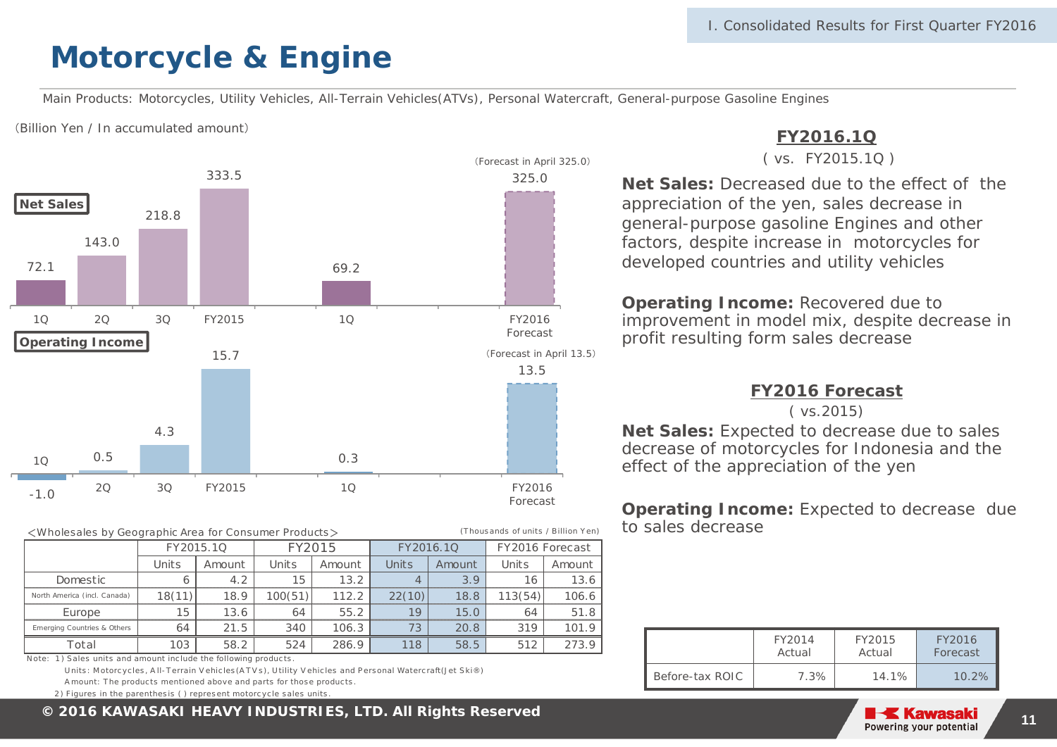# Motorcycle & Engine

Main Products: Motorcycles, Utility Vehicles, All-Terrain Vehicles(ATVs), Personal Watercraft, General-purpose Gasoline Engines

(Billion Yen / In accumulated amount)

**Net Sales**

| | 1Q | 2Q | 3Q | FY2015 | 1Q | FY2016 Forecast |
|---|---|---|---|---|---|---|
| Net Sales | 72.1 | 143.0 | 218.8 | 333.5 | 69.2 | 325.0 (Forecast in April 325.0) |

**Operating Income**

| | 1Q | 2Q | 3Q | FY2015 | 1Q | FY2016 Forecast |
|---|---|---|---|---|---|---|
| Operating Income | -1.0 | 0.5 | 4.3 | 15.7 | 0.3 | 13.5 (Forecast in April 13.5) |

<Wholesales by Geographic Area for Consumer Products>

(Thousands of units / Billion Yen)

| | FY2015.1Q | | FY2015 | | FY2016.1Q | | FY2016 Forecast | |
|---|---|---|---|---|---|---|---|---|
| | Units | Amount | Units | Amount | Units | Amount | Units | Amount |
| Domestic | 6 | 4.2 | 15 | 13.2 | 4 | 3.9 | 16 | 13.6 |
| North America (incl. Canada) | 18(11) | 18.9 | 100(51) | 112.2 | 22(10) | 18.8 | 113(54) | 106.6 |
| Europe | 15 | 13.6 | 64 | 55.2 | 19 | 15.0 | 64 | 51.8 |
| Emerging Countries & Others | 64 | 21.5 | 340 | 106.3 | 73 | 20.8 | 319 | 101.9 |
| Total | 103 | 58.2 | 524 | 286.9 | 118 | 58.5 | 512 | 273.9 |

Note: 1) Sales units and amount include the following products.
Units: Motorcycles, All-Terrain Vehicles(ATVs), Utility Vehicles and Personal Watercraft(Jet Ski®)
Amount: The products mentioned above and parts for those products.
2) Figures in the parenthesis ( ) represent motorcycle sales units.

## FY2016.1Q

( vs. FY2015.1Q )

**Net Sales:** Decreased due to the effect of the appreciation of the yen, sales decrease in general-purpose gasoline Engines and other factors, despite increase in motorcycles for developed countries and utility vehicles

**Operating Income:** Recovered due to improvement in model mix, despite decrease in profit resulting form sales decrease

## FY2016 Forecast

( vs.2015)

**Net Sales:** Expected to decrease due to sales decrease of motorcycles for Indonesia and the effect of the appreciation of the yen

**Operating Income:** Expected to decrease due to sales decrease

| | FY2014 Actual | FY2015 Actual | FY2016 Forecast |
|---|---|---|---|
| Before-tax ROIC | 7.3% | 14.1% | 10.2% |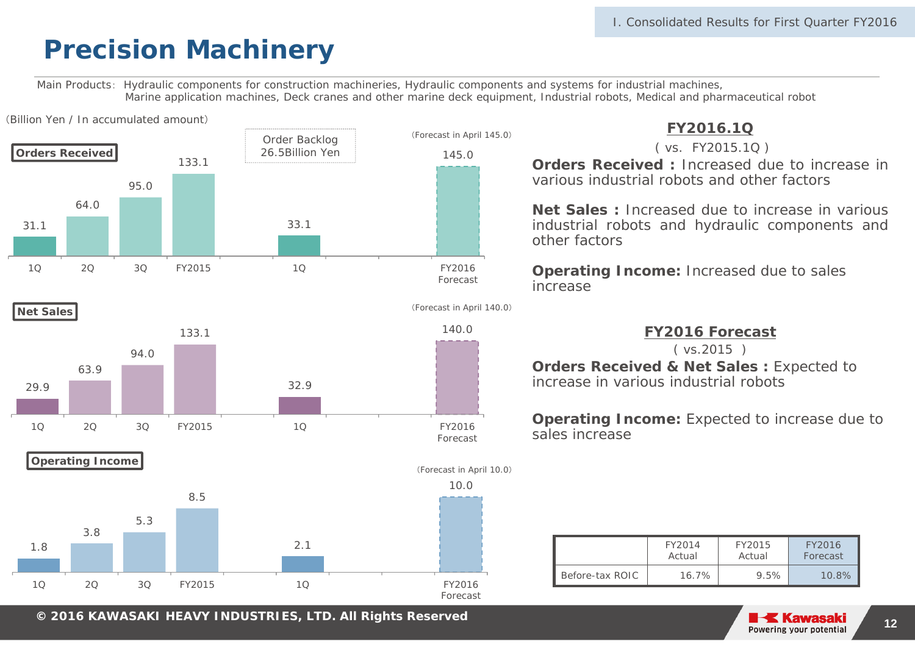# Precision Machinery

Main Products: Hydraulic components for construction machineries, Hydraulic components and systems for industrial machines, Marine application machines, Deck cranes and other marine deck equipment, Industrial robots, Medical and pharmaceutical robot

(Billion Yen / In accumulated amount)

**Orders Received**

Order Backlog 26.5Billion Yen

(Forecast in April 145.0)

| | 1Q | 2Q | 3Q | FY2015 | FY2016 1Q | FY2016 Forecast |
|---|---|---|---|---|---|---|
| Orders Received | 31.1 | 64.0 | 95.0 | 133.1 | 33.1 | 145.0 |

**Net Sales**

(Forecast in April 140.0)

| | 1Q | 2Q | 3Q | FY2015 | FY2016 1Q | FY2016 Forecast |
|---|---|---|---|---|---|---|
| Net Sales | 29.9 | 63.9 | 94.0 | 133.1 | 32.9 | 140.0 |

**Operating Income**

(Forecast in April 10.0)

| | 1Q | 2Q | 3Q | FY2015 | FY2016 1Q | FY2016 Forecast |
|---|---|---|---|---|---|---|
| Operating Income | 1.8 | 3.8 | 5.3 | 8.5 | 2.1 | 10.0 |

## FY2016.1Q

( vs. FY2015.1Q )

**Orders Received :** Increased due to increase in various industrial robots and other factors

**Net Sales :** Increased due to increase in various industrial robots and hydraulic components and other factors

**Operating Income:** Increased due to sales increase

## FY2016 Forecast

( vs.2015 )

**Orders Received & Net Sales :** Expected to increase in various industrial robots

**Operating Income:** Expected to increase due to sales increase

| | FY2014 Actual | FY2015 Actual | FY2016 Forecast |
|---|---|---|---|
| Before-tax ROIC | 16.7% | 9.5% | 10.8% |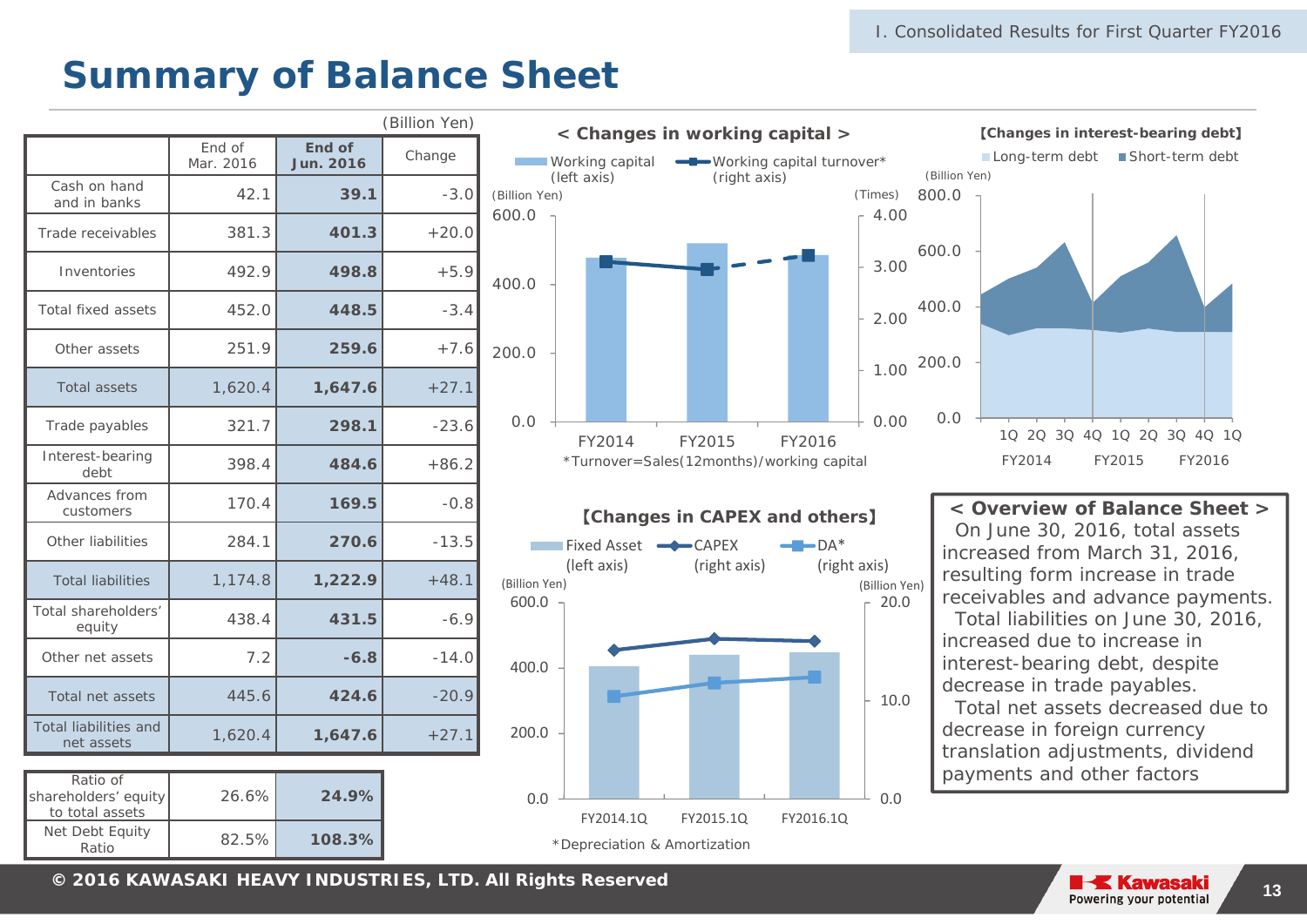# Summary of Balance Sheet

(Billion Yen)

| | End of Mar. 2016 | End of Jun. 2016 | Change |
|---|---|---|---|
| Cash on hand and in banks | 42.1 | **39.1** | -3.0 |
| Trade receivables | 381.3 | **401.3** | +20.0 |
| Inventories | 492.9 | **498.8** | +5.9 |
| Total fixed assets | 452.0 | **448.5** | -3.4 |
| Other assets | 251.9 | **259.6** | +7.6 |
| Total assets | 1,620.4 | **1,647.6** | +27.1 |
| Trade payables | 321.7 | **298.1** | -23.6 |
| Interest-bearing debt | 398.4 | **484.6** | +86.2 |
| Advances from customers | 170.4 | **169.5** | -0.8 |
| Other liabilities | 284.1 | **270.6** | -13.5 |
| Total liabilities | 1,174.8 | **1,222.9** | +48.1 |
| Total shareholders' equity | 438.4 | **431.5** | -6.9 |
| Other net assets | 7.2 | **-6.8** | -14.0 |
| Total net assets | 445.6 | **424.6** | -20.9 |
| Total liabilities and net assets | 1,620.4 | **1,647.6** | +27.1 |

| | | |
|---|---|---|
| Ratio of shareholders' equity to total assets | 26.6% | **24.9%** |
| Net Debt Equity Ratio | 82.5% | **108.3%** |

## < Changes in working capital >

Working capital (left axis) / Working capital turnover* (right axis)

(Billion Yen) / (Times)

FY2014 / FY2015 / FY2016

*Turnover=Sales(12months)/working capital

## 【Changes in interest-bearing debt】

Long-term debt / Short-term debt

(Billion Yen)

1Q 2Q 3Q 4Q 1Q 2Q 3Q 4Q 1Q

FY2014 / FY2015 / FY2016

## 【Changes in CAPEX and others】

Fixed Asset (left axis) / CAPEX (right axis) / DA* (right axis)

(Billion Yen) / (Billion Yen)

FY2014.1Q / FY2015.1Q / FY2016.1Q

*Depreciation & Amortization

## < Overview of Balance Sheet >

On June 30, 2016, total assets increased from March 31, 2016, resulting form increase in trade receivables and advance payments.

Total liabilities on June 30, 2016, increased due to increase in interest-bearing debt, despite decrease in trade payables.

Total net assets decreased due to decrease in foreign currency translation adjustments, dividend payments and other factors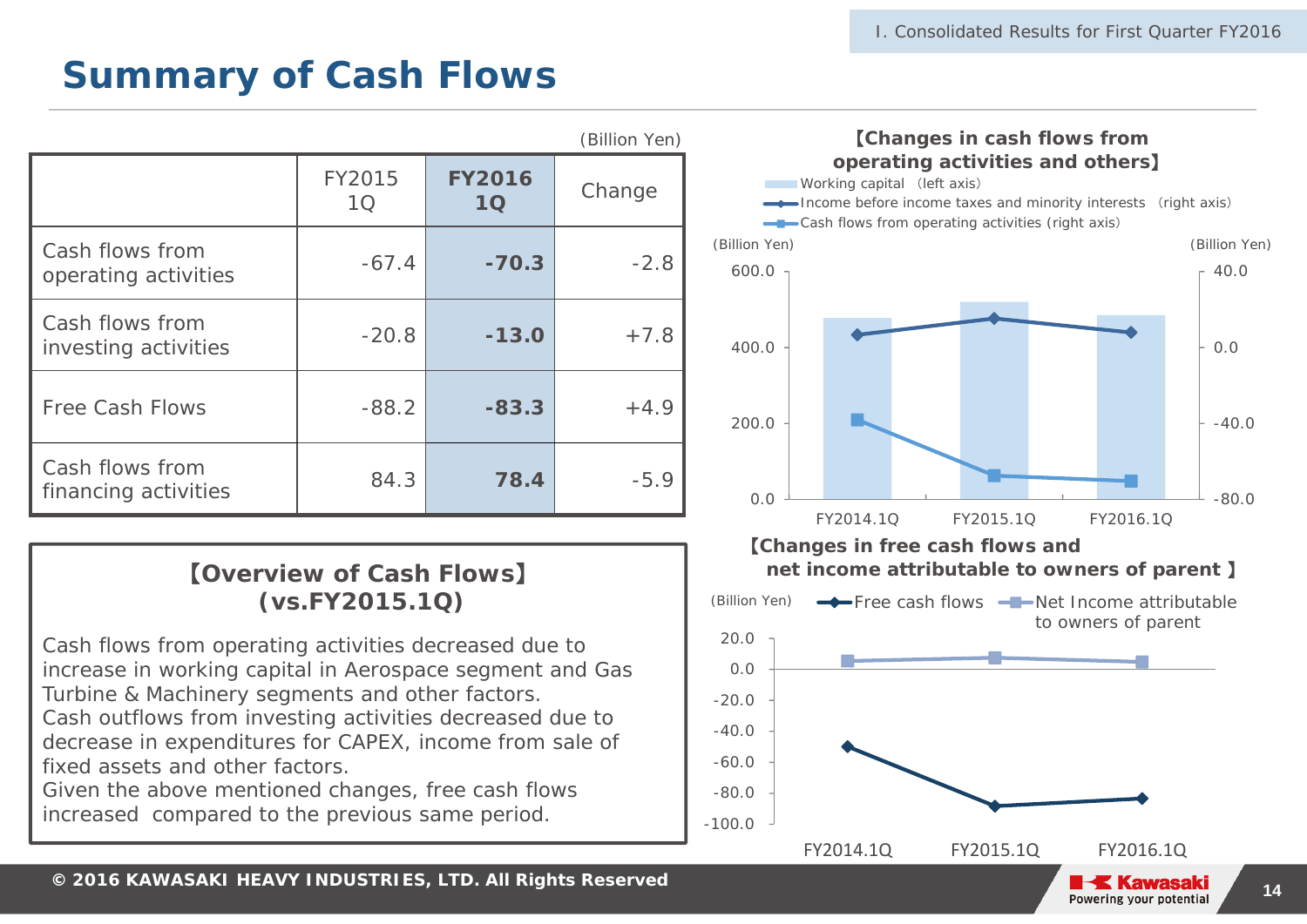# Summary of Cash Flows

(Billion Yen)

| | FY2015 1Q | FY2016 1Q | Change |
|---|---|---|---|
| Cash flows from operating activities | -67.4 | **-70.3** | -2.8 |
| Cash flows from investing activities | -20.8 | **-13.0** | +7.8 |
| Free Cash Flows | -88.2 | **-83.3** | +4.9 |
| Cash flows from financing activities | 84.3 | **78.4** | -5.9 |

## 【Overview of Cash Flows】 (vs.FY2015.1Q)

Cash flows from operating activities decreased due to increase in working capital in Aerospace segment and Gas Turbine & Machinery segments and other factors.
Cash outflows from investing activities decreased due to decrease in expenditures for CAPEX, income from sale of fixed assets and other factors.
Given the above mentioned changes, free cash flows increased compared to the previous same period.

**【Changes in cash flows from operating activities and others】**

- Working capital (left axis)
- Income before income taxes and minority interests (right axis)
- Cash flows from operating activities (right axis)

(Billion Yen) left axis: 0.0 – 600.0; (Billion Yen) right axis: -80.0 – 40.0

FY2014.1Q, FY2015.1Q, FY2016.1Q

**【Changes in free cash flows and net income attributable to owners of parent 】**

(Billion Yen) — Free cash flows; Net Income attributable to owners of parent

Axis: -100.0 – 20.0

FY2014.1Q, FY2015.1Q, FY2016.1Q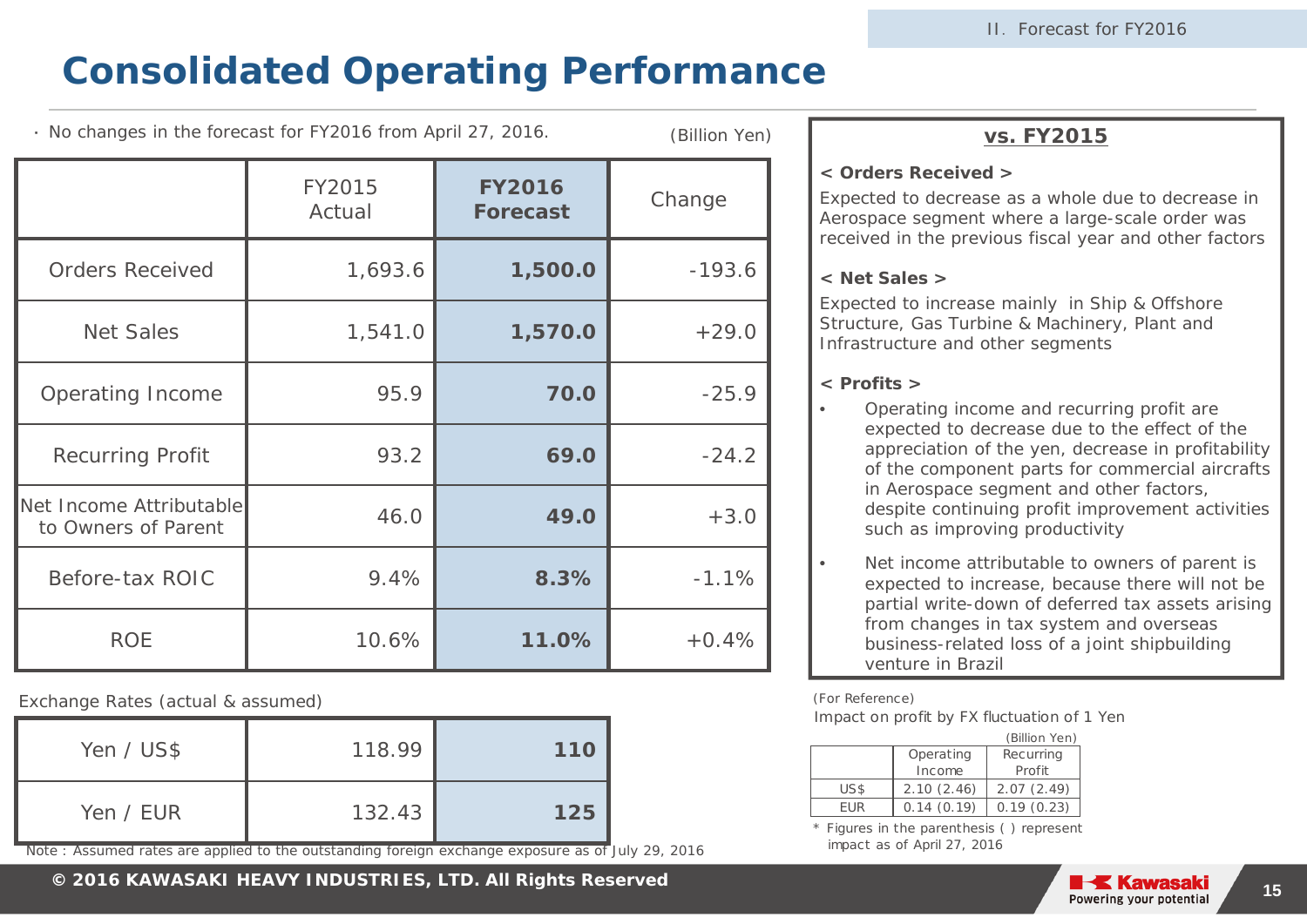# Consolidated Operating Performance

・No changes in the forecast for FY2016 from April 27, 2016.

(Billion Yen)

| | FY2015 Actual | **FY2016 Forecast** | Change |
|---|---|---|---|
| Orders Received | 1,693.6 | **1,500.0** | -193.6 |
| Net Sales | 1,541.0 | **1,570.0** | +29.0 |
| Operating Income | 95.9 | **70.0** | -25.9 |
| Recurring Profit | 93.2 | **69.0** | -24.2 |
| Net Income Attributable to Owners of Parent | 46.0 | **49.0** | +3.0 |
| Before-tax ROIC | 9.4% | **8.3%** | -1.1% |
| ROE | 10.6% | **11.0%** | +0.4% |

Exchange Rates (actual & assumed)

| | FY2015 Actual | FY2016 Forecast |
|---|---|---|
| Yen / US$ | 118.99 | **110** |
| Yen / EUR | 132.43 | **125** |

Note : Assumed rates are applied to the outstanding foreign exchange exposure as of July 29, 2016

## vs. FY2015

**< Orders Received >**

Expected to decrease as a whole due to decrease in Aerospace segment where a large-scale order was received in the previous fiscal year and other factors

**< Net Sales >**

Expected to increase mainly in Ship & Offshore Structure, Gas Turbine & Machinery, Plant and Infrastructure and other segments

**< Profits >**

- Operating income and recurring profit are expected to decrease due to the effect of the appreciation of the yen, decrease in profitability of the component parts for commercial aircrafts in Aerospace segment and other factors, despite continuing profit improvement activities such as improving productivity
- Net income attributable to owners of parent is expected to increase, because there will not be partial write-down of deferred tax assets arising from changes in tax system and overseas business-related loss of a joint shipbuilding venture in Brazil

(For Reference)

Impact on profit by FX fluctuation of 1 Yen

(Billion Yen)

| | Operating Income | Recurring Profit |
|---|---|---|
| US$ | 2.10 (2.46) | 2.07 (2.49) |
| EUR | 0.14 (0.19) | 0.19 (0.23) |

\* Figures in the parenthesis ( ) represent impact as of April 27, 2016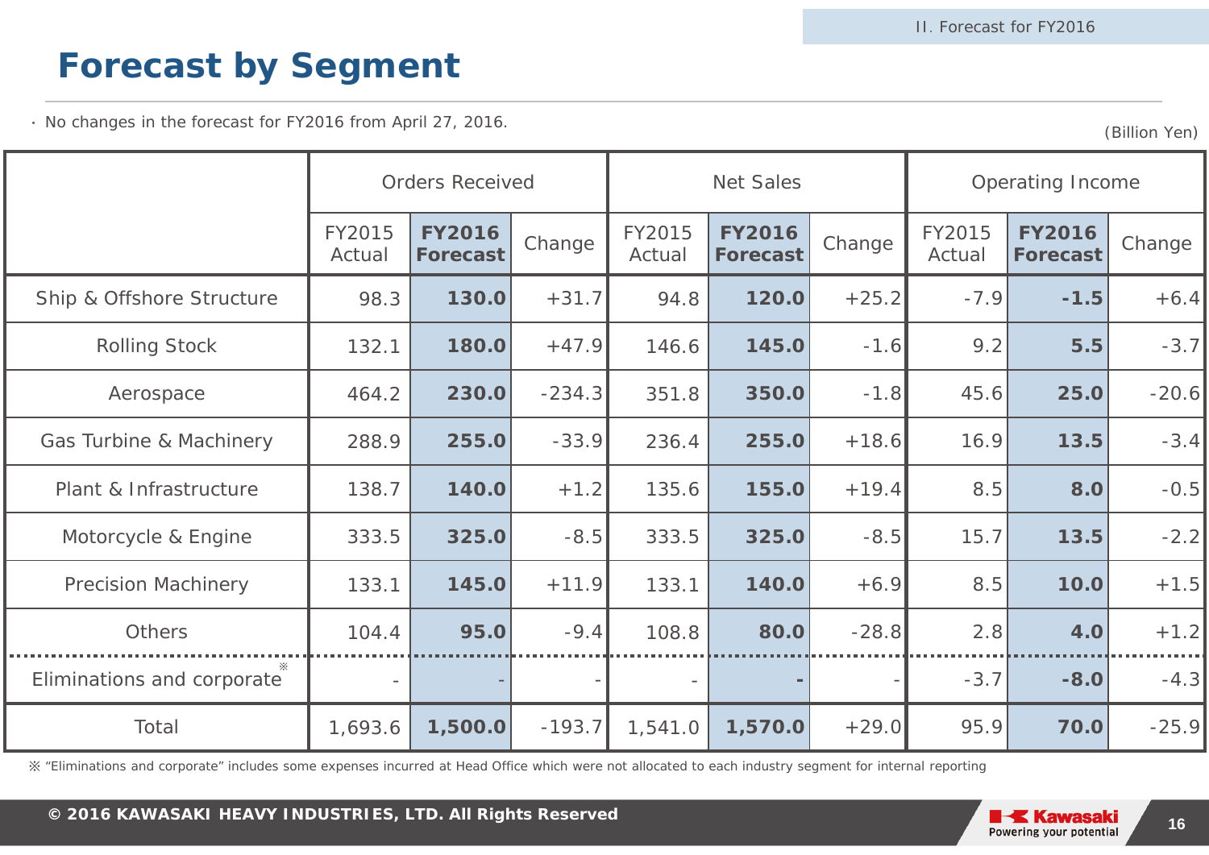# Forecast by Segment

・ No changes in the forecast for FY2016 from April 27, 2016.

(Billion Yen)

| | Orders Received | | | Net Sales | | | Operating Income | | |
|---|---|---|---|---|---|---|---|---|---|
| | FY2015 Actual | **FY2016 Forecast** | Change | FY2015 Actual | **FY2016 Forecast** | Change | FY2015 Actual | **FY2016 Forecast** | Change |
| Ship & Offshore Structure | 98.3 | **130.0** | +31.7 | 94.8 | **120.0** | +25.2 | -7.9 | **-1.5** | +6.4 |
| Rolling Stock | 132.1 | **180.0** | +47.9 | 146.6 | **145.0** | -1.6 | 9.2 | **5.5** | -3.7 |
| Aerospace | 464.2 | **230.0** | -234.3 | 351.8 | **350.0** | -1.8 | 45.6 | **25.0** | -20.6 |
| Gas Turbine & Machinery | 288.9 | **255.0** | -33.9 | 236.4 | **255.0** | +18.6 | 16.9 | **13.5** | -3.4 |
| Plant & Infrastructure | 138.7 | **140.0** | +1.2 | 135.6 | **155.0** | +19.4 | 8.5 | **8.0** | -0.5 |
| Motorcycle & Engine | 333.5 | **325.0** | -8.5 | 333.5 | **325.0** | -8.5 | 15.7 | **13.5** | -2.2 |
| Precision Machinery | 133.1 | **145.0** | +11.9 | 133.1 | **140.0** | +6.9 | 8.5 | **10.0** | +1.5 |
| Others | 104.4 | **95.0** | -9.4 | 108.8 | **80.0** | -28.8 | 2.8 | **4.0** | +1.2 |
| Eliminations and corporate※ | - | **-** | - | - | **-** | - | -3.7 | **-8.0** | -4.3 |
| Total | 1,693.6 | **1,500.0** | -193.7 | 1,541.0 | **1,570.0** | +29.0 | 95.9 | **70.0** | -25.9 |

※ "Eliminations and corporate" includes some expenses incurred at Head Office which were not allocated to each industry segment for internal reporting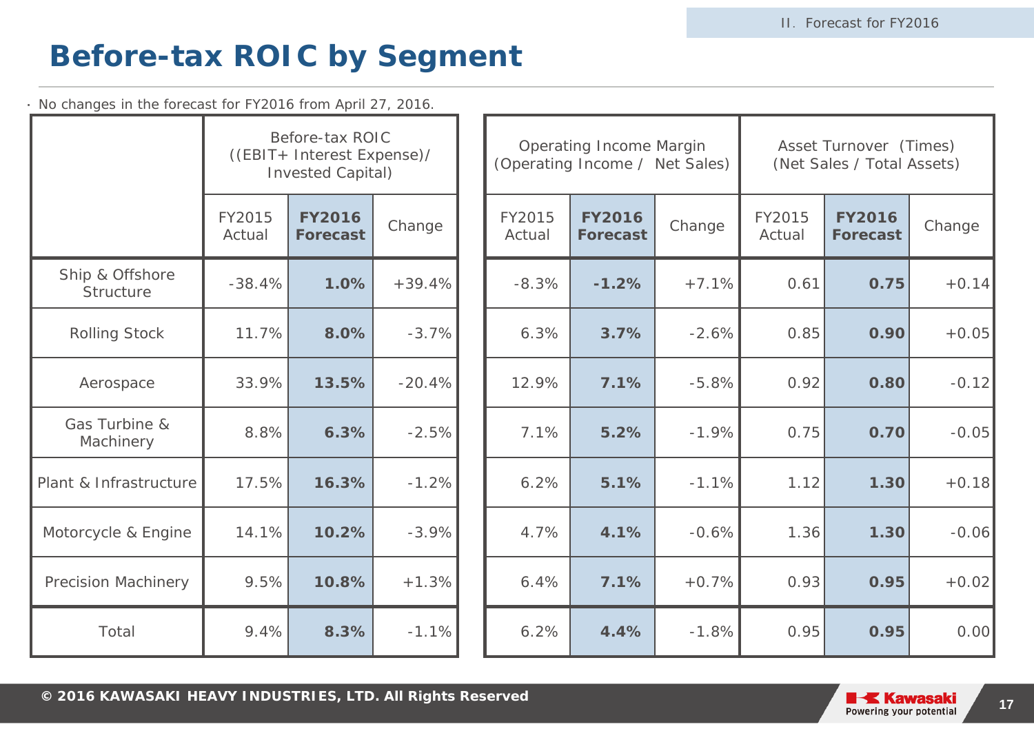# Before-tax ROIC by Segment

・ No changes in the forecast for FY2016 from April 27, 2016.

| | Before-tax ROIC ((EBIT+ Interest Expense)/ Invested Capital) | | | Operating Income Margin (Operating Income / Net Sales) | | | Asset Turnover (Times) (Net Sales / Total Assets) | | |
|---|---|---|---|---|---|---|---|---|---|
| | FY2015 Actual | **FY2016 Forecast** | Change | FY2015 Actual | **FY2016 Forecast** | Change | FY2015 Actual | **FY2016 Forecast** | Change |
| Ship & Offshore Structure | -38.4% | **1.0%** | +39.4% | -8.3% | **-1.2%** | +7.1% | 0.61 | **0.75** | +0.14 |
| Rolling Stock | 11.7% | **8.0%** | -3.7% | 6.3% | **3.7%** | -2.6% | 0.85 | **0.90** | +0.05 |
| Aerospace | 33.9% | **13.5%** | -20.4% | 12.9% | **7.1%** | -5.8% | 0.92 | **0.80** | -0.12 |
| Gas Turbine & Machinery | 8.8% | **6.3%** | -2.5% | 7.1% | **5.2%** | -1.9% | 0.75 | **0.70** | -0.05 |
| Plant & Infrastructure | 17.5% | **16.3%** | -1.2% | 6.2% | **5.1%** | -1.1% | 1.12 | **1.30** | +0.18 |
| Motorcycle & Engine | 14.1% | **10.2%** | -3.9% | 4.7% | **4.1%** | -0.6% | 1.36 | **1.30** | -0.06 |
| Precision Machinery | 9.5% | **10.8%** | +1.3% | 6.4% | **7.1%** | +0.7% | 0.93 | **0.95** | +0.02 |
| Total | 9.4% | **8.3%** | -1.1% | 6.2% | **4.4%** | -1.8% | 0.95 | **0.95** | 0.00 |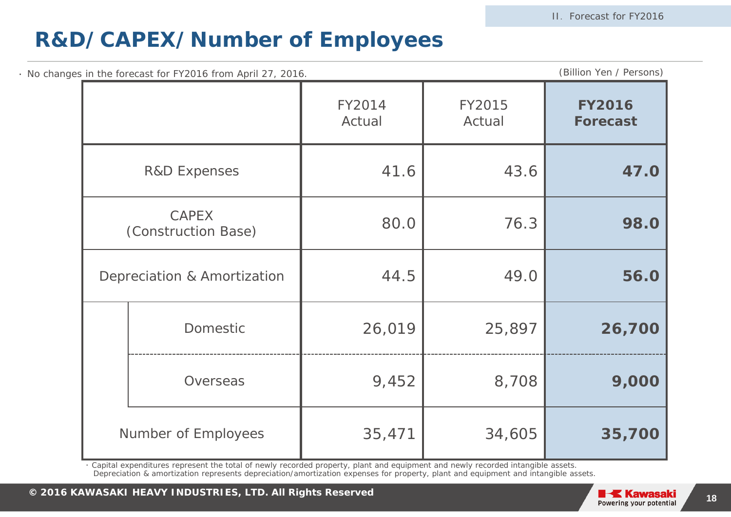# R&D/CAPEX/Number of Employees

・No changes in the forecast for FY2016 from April 27, 2016.

(Billion Yen / Persons)

| | | FY2014 Actual | FY2015 Actual | **FY2016 Forecast** |
|---|---|---|---|---|
| R&D Expenses | | 41.6 | 43.6 | **47.0** |
| CAPEX (Construction Base) | | 80.0 | 76.3 | **98.0** |
| Depreciation & Amortization | | 44.5 | 49.0 | **56.0** |
| | Domestic | 26,019 | 25,897 | **26,700** |
| | Overseas | 9,452 | 8,708 | **9,000** |
| Number of Employees | | 35,471 | 34,605 | **35,700** |

・Capital expenditures represent the total of newly recorded property, plant and equipment and newly recorded intangible assets.
Depreciation & amortization represents depreciation/amortization expenses for property, plant and equipment and intangible assets.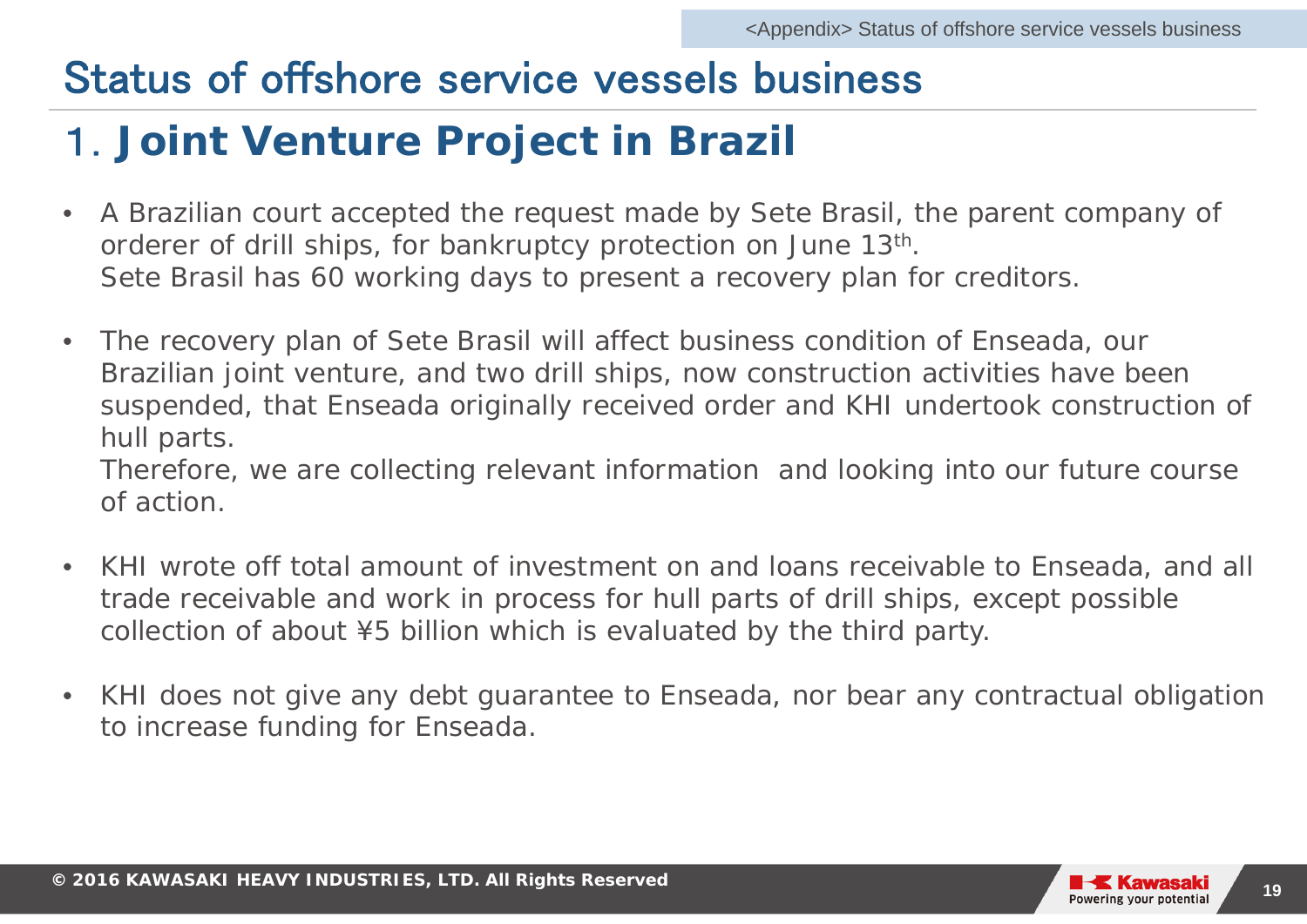# Status of offshore service vessels business

## 1. Joint Venture Project in Brazil

- A Brazilian court accepted the request made by Sete Brasil, the parent company of orderer of drill ships, for bankruptcy protection on June 13th.
  Sete Brasil has 60 working days to present a recovery plan for creditors.

- The recovery plan of Sete Brasil will affect business condition of Enseada, our Brazilian joint venture, and two drill ships, now construction activities have been suspended, that Enseada originally received order and KHI undertook construction of hull parts.
  Therefore, we are collecting relevant information and looking into our future course of action.

- KHI wrote off total amount of investment on and loans receivable to Enseada, and all trade receivable and work in process for hull parts of drill ships, except possible collection of about ¥5 billion which is evaluated by the third party.

- KHI does not give any debt guarantee to Enseada, nor bear any contractual obligation to increase funding for Enseada.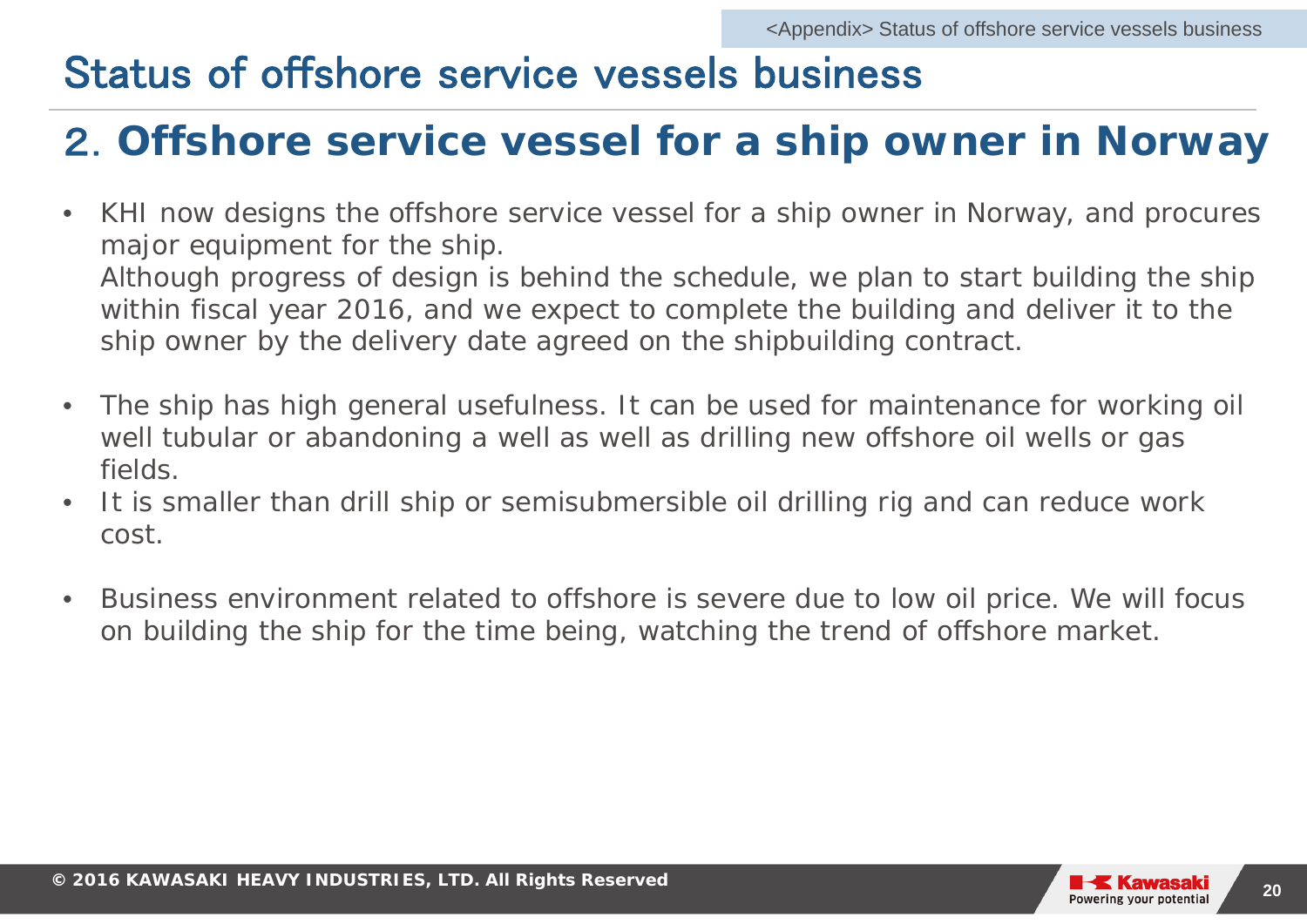# Status of offshore service vessels business

## 2. Offshore service vessel for a ship owner in Norway

- KHI now designs the offshore service vessel for a ship owner in Norway, and procures major equipment for the ship.
  Although progress of design is behind the schedule, we plan to start building the ship within fiscal year 2016, and we expect to complete the building and deliver it to the ship owner by the delivery date agreed on the shipbuilding contract.

- The ship has high general usefulness. It can be used for maintenance for working oil well tubular or abandoning a well as well as drilling new offshore oil wells or gas fields.
- It is smaller than drill ship or semisubmersible oil drilling rig and can reduce work cost.

- Business environment related to offshore is severe due to low oil price. We will focus on building the ship for the time being, watching the trend of offshore market.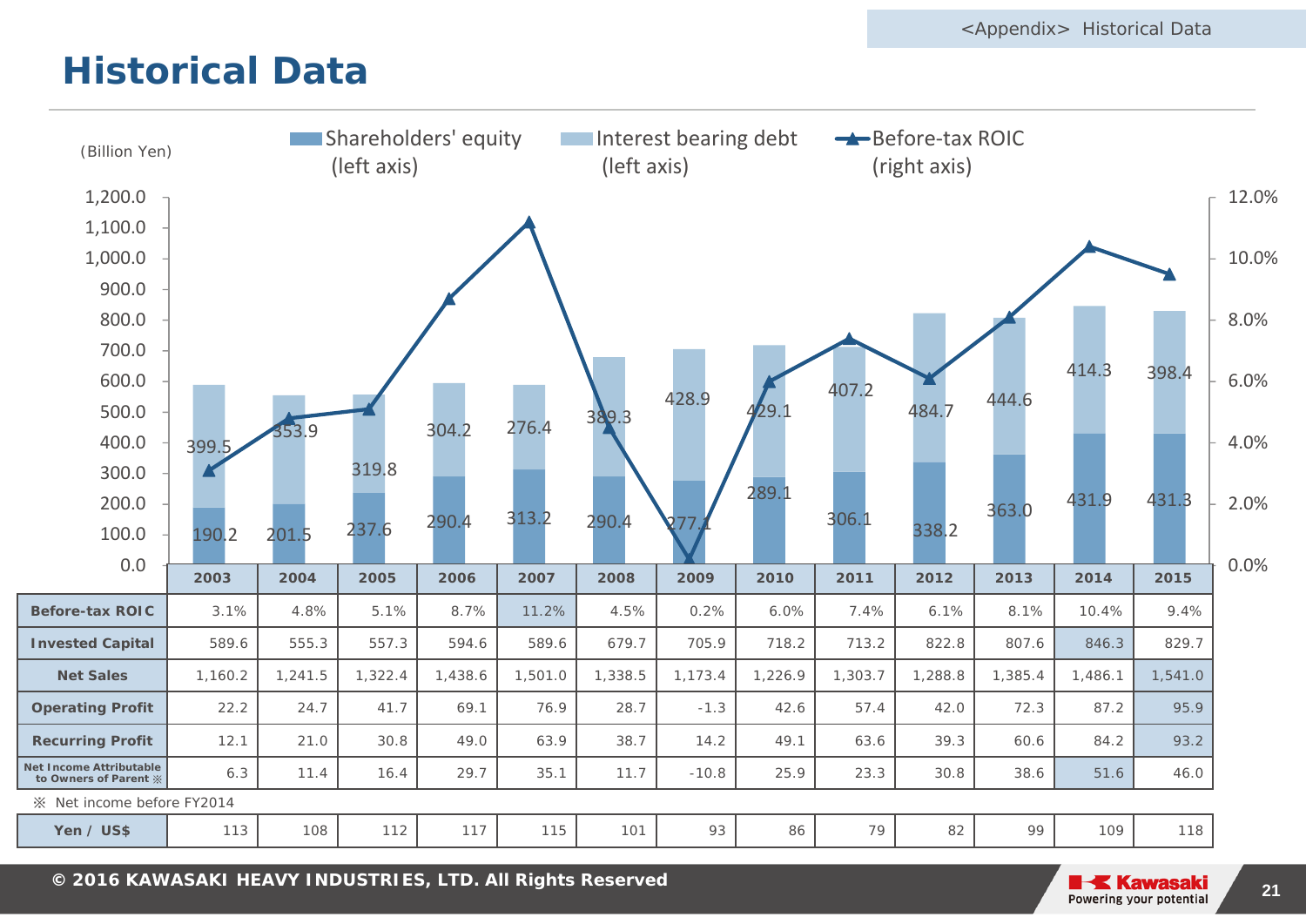# Historical Data

(Billion Yen)

Shareholders' equity (left axis) / Interest bearing debt (left axis) / Before-tax ROIC (right axis)

| Year | Shareholders' equity | Interest bearing debt |
|---|---|---|
| 2003 | 190.2 | 399.5 |
| 2004 | 201.5 | 353.9 |
| 2005 | 237.6 | 319.8 |
| 2006 | 290.4 | 304.2 |
| 2007 | 313.2 | 276.4 |
| 2008 | 290.4 | 389.3 |
| 2009 | 277.1 | 428.9 |
| 2010 | 289.1 | 429.1 |
| 2011 | 306.1 | 407.2 |
| 2012 | 338.2 | 484.7 |
| 2013 | 363.0 | 444.6 |
| 2014 | 431.9 | 414.3 |
| 2015 | 431.3 | 398.4 |

| | 2003 | 2004 | 2005 | 2006 | 2007 | 2008 | 2009 | 2010 | 2011 | 2012 | 2013 | 2014 | 2015 |
|---|---|---|---|---|---|---|---|---|---|---|---|---|---|
| **Before-tax ROIC** | 3.1% | 4.8% | 5.1% | 8.7% | 11.2% | 4.5% | 0.2% | 6.0% | 7.4% | 6.1% | 8.1% | 10.4% | 9.4% |
| **Invested Capital** | 589.6 | 555.3 | 557.3 | 594.6 | 589.6 | 679.7 | 705.9 | 718.2 | 713.2 | 822.8 | 807.6 | 846.3 | 829.7 |
| **Net Sales** | 1,160.2 | 1,241.5 | 1,322.4 | 1,438.6 | 1,501.0 | 1,338.5 | 1,173.4 | 1,226.9 | 1,303.7 | 1,288.8 | 1,385.4 | 1,486.1 | 1,541.0 |
| **Operating Profit** | 22.2 | 24.7 | 41.7 | 69.1 | 76.9 | 28.7 | -1.3 | 42.6 | 57.4 | 42.0 | 72.3 | 87.2 | 95.9 |
| **Recurring Profit** | 12.1 | 21.0 | 30.8 | 49.0 | 63.9 | 38.7 | 14.2 | 49.1 | 63.6 | 39.3 | 60.6 | 84.2 | 93.2 |
| **Net Income Attributable to Owners of Parent ※** | 6.3 | 11.4 | 16.4 | 29.7 | 35.1 | 11.7 | -10.8 | 25.9 | 23.3 | 30.8 | 38.6 | 51.6 | 46.0 |

※ Net income before FY2014

| | 2003 | 2004 | 2005 | 2006 | 2007 | 2008 | 2009 | 2010 | 2011 | 2012 | 2013 | 2014 | 2015 |
|---|---|---|---|---|---|---|---|---|---|---|---|---|---|
| **Yen / US$** | 113 | 108 | 112 | 117 | 115 | 101 | 93 | 86 | 79 | 82 | 99 | 109 | 118 |

© 2016 KAWASAKI HEAVY INDUSTRIES, LTD. All Rights Reserved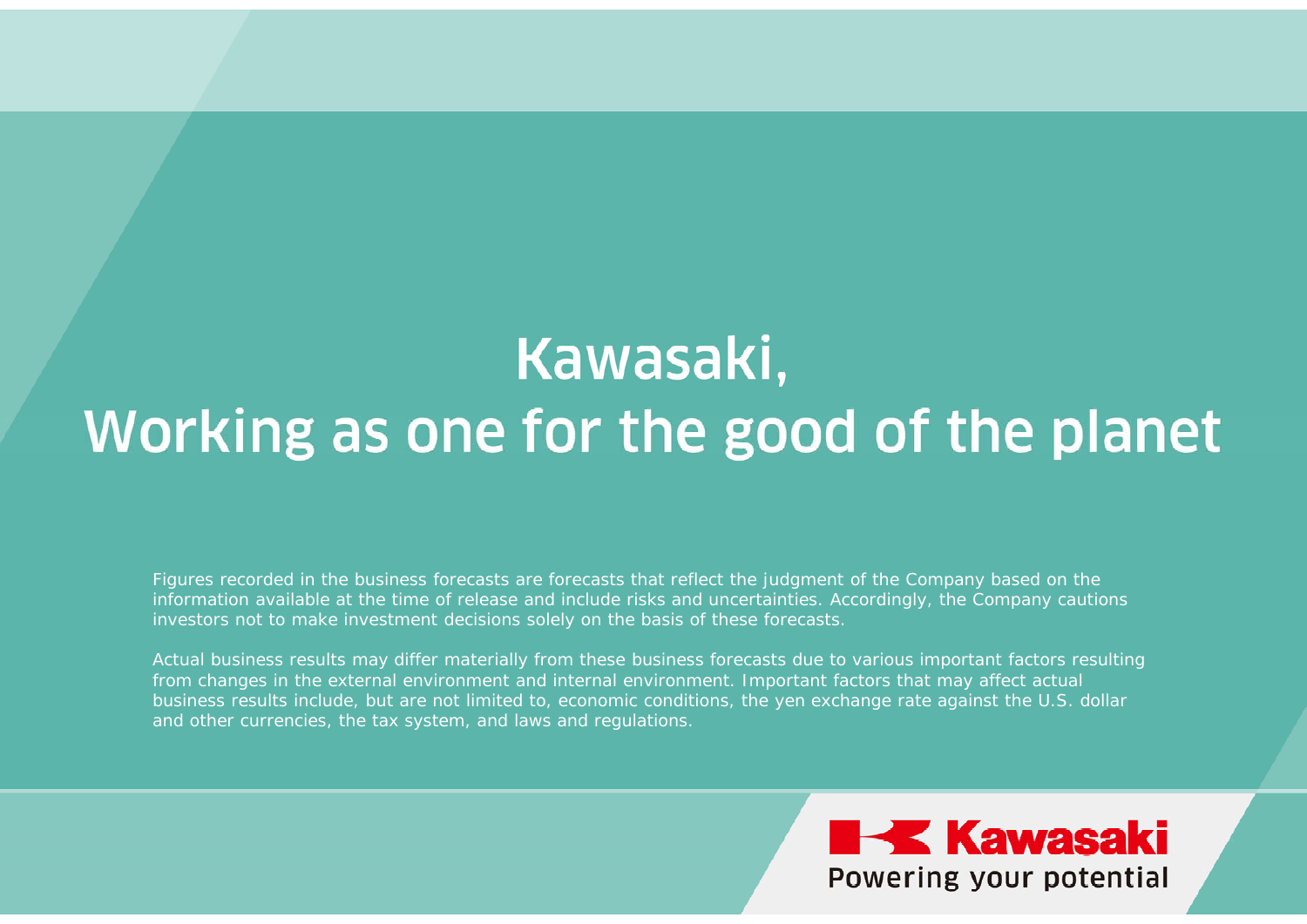# Kawasaki, Working as one for the good of the planet

Figures recorded in the business forecasts are forecasts that reflect the judgment of the Company based on the information available at the time of release and include risks and uncertainties. Accordingly, the Company cautions investors not to make investment decisions solely on the basis of these forecasts.

Actual business results may differ materially from these business forecasts due to various important factors resulting from changes in the external environment and internal environment. Important factors that may affect actual business results include, but are not limited to, economic conditions, the yen exchange rate against the U.S. dollar and other currencies, the tax system, and laws and regulations.

Kawasaki
Powering your potential